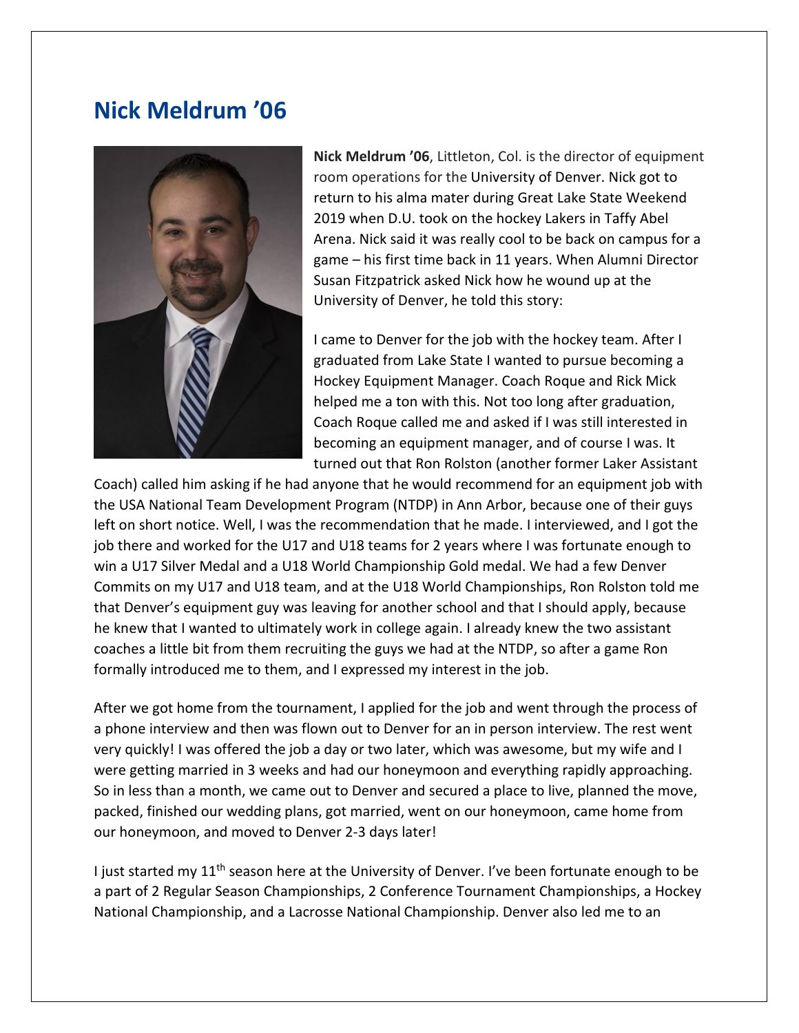## Nick Meldrum '06

**Nick Meldrum '06**, Littleton, Col. is the director of equipment room operations for the University of Denver. Nick got to return to his alma mater during Great Lake State Weekend 2019 when D.U. took on the hockey Lakers in Taffy Abel Arena. Nick said it was really cool to be back on campus for a game – his first time back in 11 years. When Alumni Director Susan Fitzpatrick asked Nick how he wound up at the University of Denver, he told this story:

I came to Denver for the job with the hockey team. After I graduated from Lake State I wanted to pursue becoming a Hockey Equipment Manager. Coach Roque and Rick Mick helped me a ton with this. Not too long after graduation, Coach Roque called me and asked if I was still interested in becoming an equipment manager, and of course I was. It turned out that Ron Rolston (another former Laker Assistant Coach) called him asking if he had anyone that he would recommend for an equipment job with the USA National Team Development Program (NTDP) in Ann Arbor, because one of their guys left on short notice. Well, I was the recommendation that he made. I interviewed, and I got the job there and worked for the U17 and U18 teams for 2 years where I was fortunate enough to win a U17 Silver Medal and a U18 World Championship Gold medal. We had a few Denver Commits on my U17 and U18 team, and at the U18 World Championships, Ron Rolston told me that Denver's equipment guy was leaving for another school and that I should apply, because he knew that I wanted to ultimately work in college again. I already knew the two assistant coaches a little bit from them recruiting the guys we had at the NTDP, so after a game Ron formally introduced me to them, and I expressed my interest in the job.

After we got home from the tournament, I applied for the job and went through the process of a phone interview and then was flown out to Denver for an in person interview. The rest went very quickly! I was offered the job a day or two later, which was awesome, but my wife and I were getting married in 3 weeks and had our honeymoon and everything rapidly approaching. So in less than a month, we came out to Denver and secured a place to live, planned the move, packed, finished our wedding plans, got married, went on our honeymoon, came home from our honeymoon, and moved to Denver 2-3 days later!

I just started my 11th season here at the University of Denver. I've been fortunate enough to be a part of 2 Regular Season Championships, 2 Conference Tournament Championships, a Hockey National Championship, and a Lacrosse National Championship. Denver also led me to an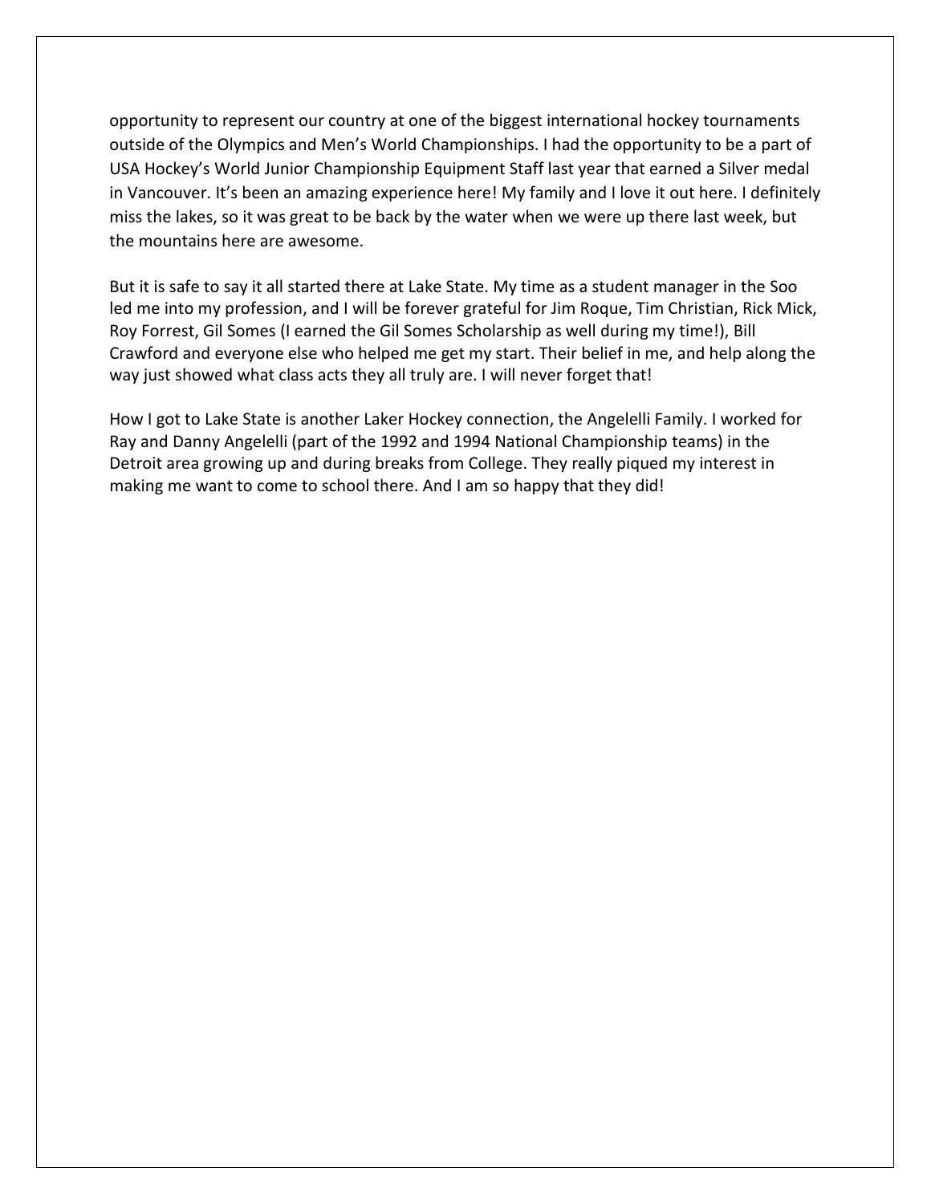opportunity to represent our country at one of the biggest international hockey tournaments outside of the Olympics and Men's World Championships. I had the opportunity to be a part of USA Hockey's World Junior Championship Equipment Staff last year that earned a Silver medal in Vancouver. It's been an amazing experience here! My family and I love it out here. I definitely miss the lakes, so it was great to be back by the water when we were up there last week, but the mountains here are awesome.

But it is safe to say it all started there at Lake State. My time as a student manager in the Soo led me into my profession, and I will be forever grateful for Jim Roque, Tim Christian, Rick Mick, Roy Forrest, Gil Somes (I earned the Gil Somes Scholarship as well during my time!), Bill Crawford and everyone else who helped me get my start. Their belief in me, and help along the way just showed what class acts they all truly are. I will never forget that!

How I got to Lake State is another Laker Hockey connection, the Angelelli Family. I worked for Ray and Danny Angelelli (part of the 1992 and 1994 National Championship teams) in the Detroit area growing up and during breaks from College. They really piqued my interest in making me want to come to school there. And I am so happy that they did!